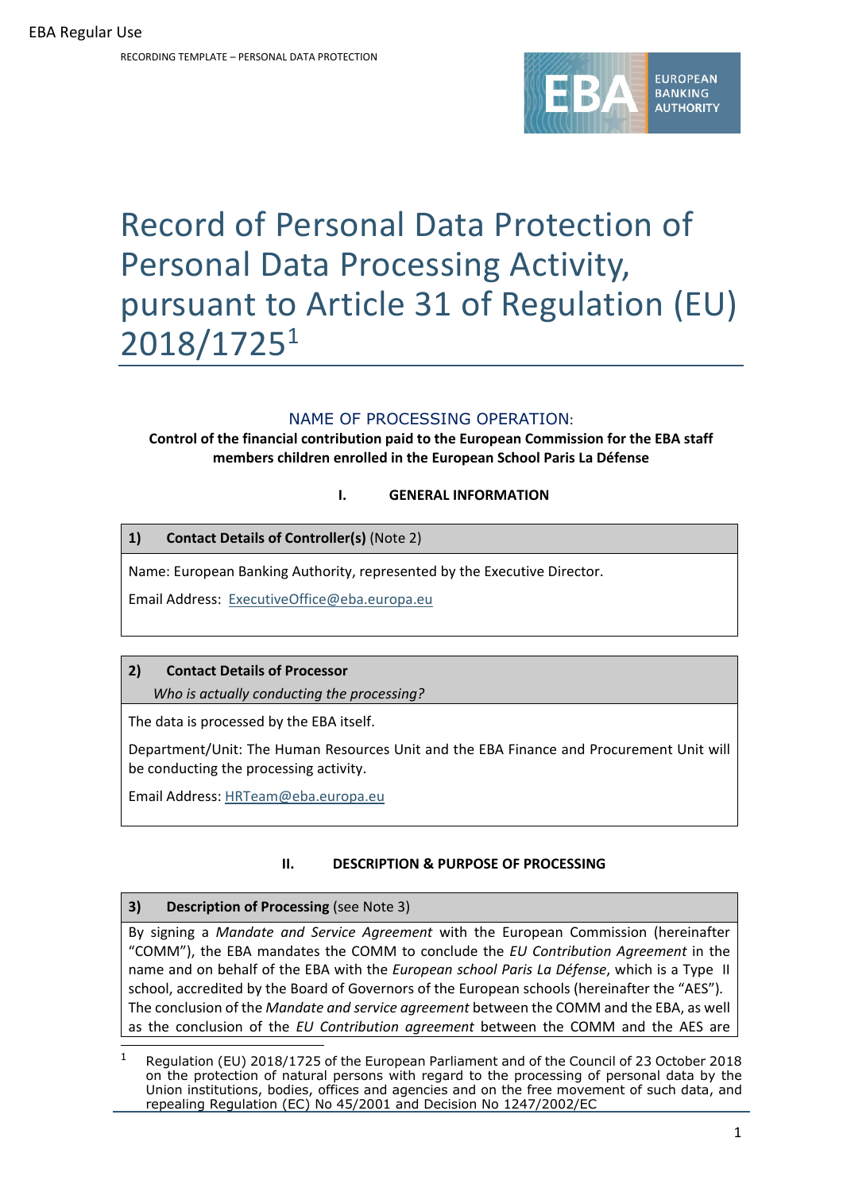# Record of Personal Data Protection of Personal Data Processing Activity, pursuant to Article 31 of Regulation (EU) 2018/1725[1]

## NAME OF PROCESSING OPERATION:

**Control of the financial contribution paid to the European Commission for the EBA staff members children enrolled in the European School Paris La Défense**

## I. GENERAL INFORMATION

| **1) Contact Details of Controller(s)** (Note 2) |
|---|
| Name: European Banking Authority, represented by the Executive Director.<br><br>Email Address: ExecutiveOffice@eba.europa.eu |

| **2) Contact Details of Processor**<br>*Who is actually conducting the processing?* |
|---|
| The data is processed by the EBA itself.<br><br>Department/Unit: The Human Resources Unit and the EBA Finance and Procurement Unit will be conducting the processing activity.<br><br>Email Address: HRTeam@eba.europa.eu |

## II. DESCRIPTION & PURPOSE OF PROCESSING

| **3) Description of Processing** (see Note 3) |
|---|
| By signing a *Mandate and Service Agreement* with the European Commission (hereinafter "COMM"), the EBA mandates the COMM to conclude the *EU Contribution Agreement* in the name and on behalf of the EBA with the *European school Paris La Défense*, which is a Type II school, accredited by the Board of Governors of the European schools (hereinafter the "AES"). The conclusion of the *Mandate and service agreement* between the COMM and the EBA, as well as the conclusion of the *EU Contribution agreement* between the COMM and the AES are |

[1] Regulation (EU) 2018/1725 of the European Parliament and of the Council of 23 October 2018 on the protection of natural persons with regard to the processing of personal data by the Union institutions, bodies, offices and agencies and on the free movement of such data, and repealing Regulation (EC) No 45/2001 and Decision No 1247/2002/EC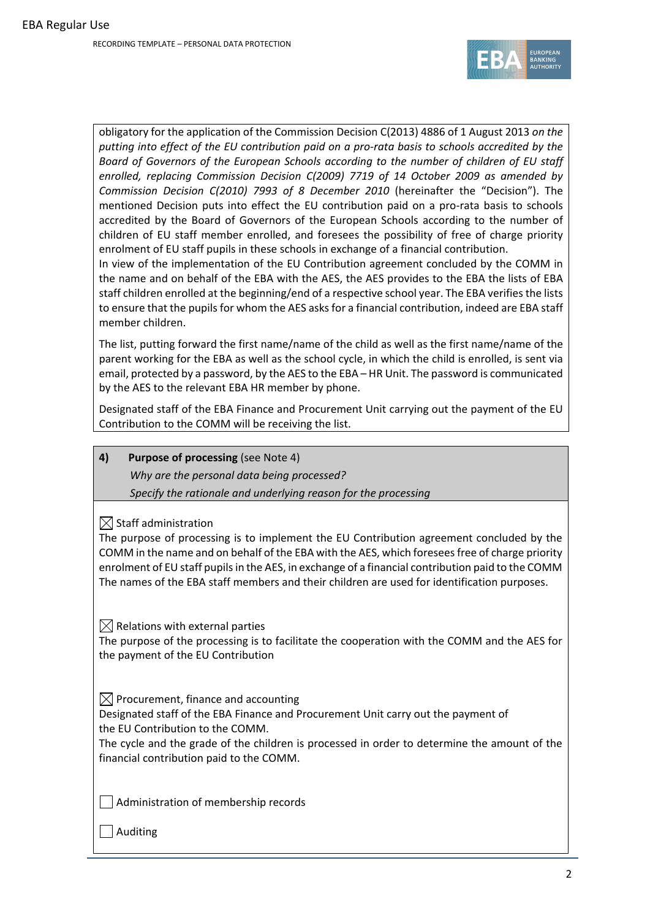obligatory for the application of the Commission Decision C(2013) 4886 of 1 August 2013 *on the putting into effect of the EU contribution paid on a pro-rata basis to schools accredited by the Board of Governors of the European Schools according to the number of children of EU staff enrolled, replacing Commission Decision C(2009) 7719 of 14 October 2009 as amended by Commission Decision C(2010) 7993 of 8 December 2010* (hereinafter the "Decision"). The mentioned Decision puts into effect the EU contribution paid on a pro-rata basis to schools accredited by the Board of Governors of the European Schools according to the number of children of EU staff member enrolled, and foresees the possibility of free of charge priority enrolment of EU staff pupils in these schools in exchange of a financial contribution.

In view of the implementation of the EU Contribution agreement concluded by the COMM in the name and on behalf of the EBA with the AES, the AES provides to the EBA the lists of EBA staff children enrolled at the beginning/end of a respective school year. The EBA verifies the lists to ensure that the pupils for whom the AES asks for a financial contribution, indeed are EBA staff member children.

The list, putting forward the first name/name of the child as well as the first name/name of the parent working for the EBA as well as the school cycle, in which the child is enrolled, is sent via email, protected by a password, by the AES to the EBA – HR Unit. The password is communicated by the AES to the relevant EBA HR member by phone.

Designated staff of the EBA Finance and Procurement Unit carrying out the payment of the EU Contribution to the COMM will be receiving the list.

**4) Purpose of processing** (see Note 4)

*Why are the personal data being processed?*

*Specify the rationale and underlying reason for the processing*

☒ Staff administration

The purpose of processing is to implement the EU Contribution agreement concluded by the COMM in the name and on behalf of the EBA with the AES, which foresees free of charge priority enrolment of EU staff pupils in the AES, in exchange of a financial contribution paid to the COMM The names of the EBA staff members and their children are used for identification purposes.

☒ Relations with external parties

The purpose of the processing is to facilitate the cooperation with the COMM and the AES for the payment of the EU Contribution

☒ Procurement, finance and accounting

Designated staff of the EBA Finance and Procurement Unit carry out the payment of the EU Contribution to the COMM.

The cycle and the grade of the children is processed in order to determine the amount of the financial contribution paid to the COMM.

☐ Administration of membership records

☐ Auditing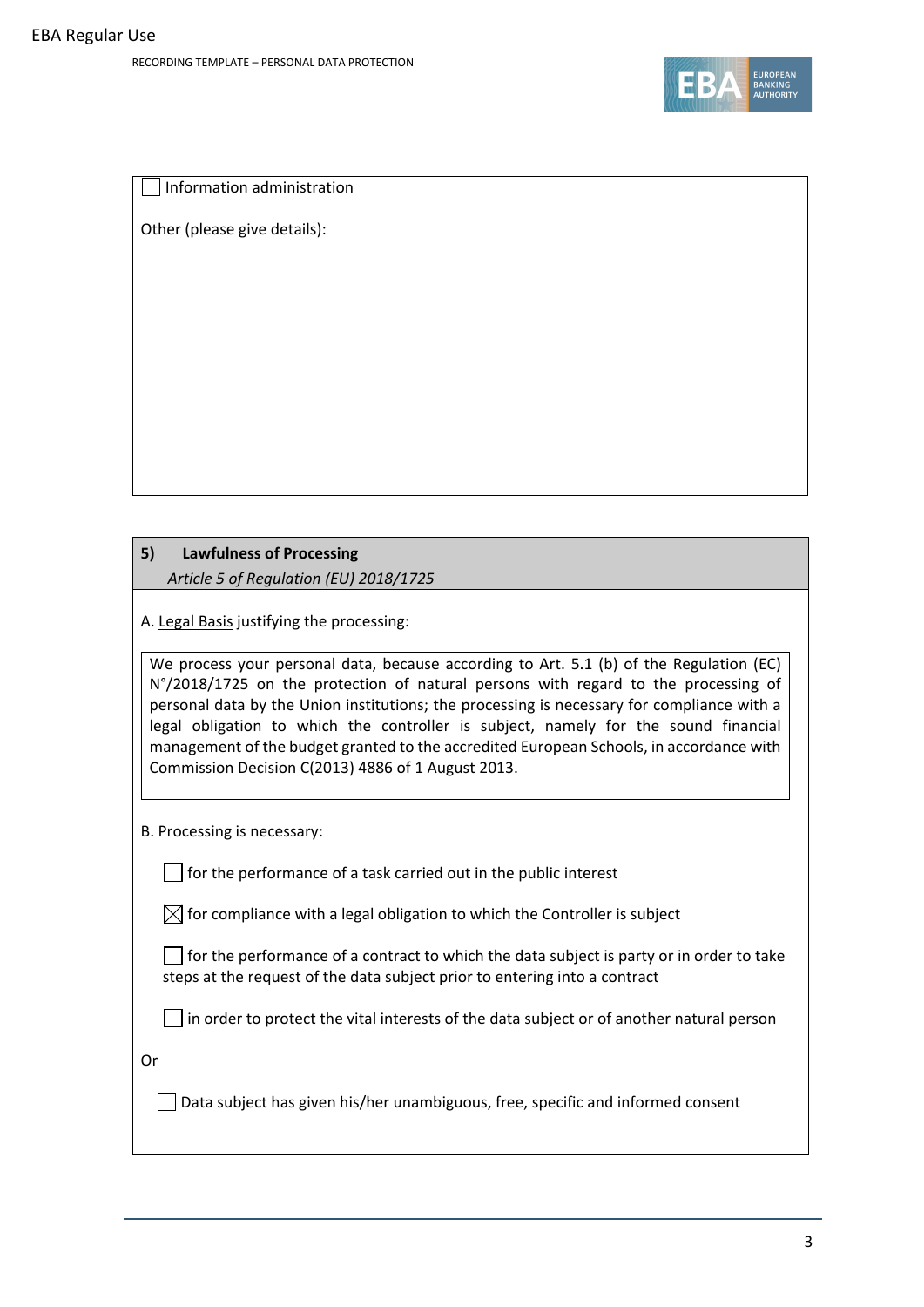☐ Information administration

Other (please give details):

**5) Lawfulness of Processing**

*Article 5 of Regulation (EU) 2018/1725*

A. Legal Basis justifying the processing:

We process your personal data, because according to Art. 5.1 (b) of the Regulation (EC) N°/2018/1725 on the protection of natural persons with regard to the processing of personal data by the Union institutions; the processing is necessary for compliance with a legal obligation to which the controller is subject, namely for the sound financial management of the budget granted to the accredited European Schools, in accordance with Commission Decision C(2013) 4886 of 1 August 2013.

B. Processing is necessary:

☐ for the performance of a task carried out in the public interest

☒ for compliance with a legal obligation to which the Controller is subject

☐ for the performance of a contract to which the data subject is party or in order to take steps at the request of the data subject prior to entering into a contract

☐ in order to protect the vital interests of the data subject or of another natural person

Or

☐ Data subject has given his/her unambiguous, free, specific and informed consent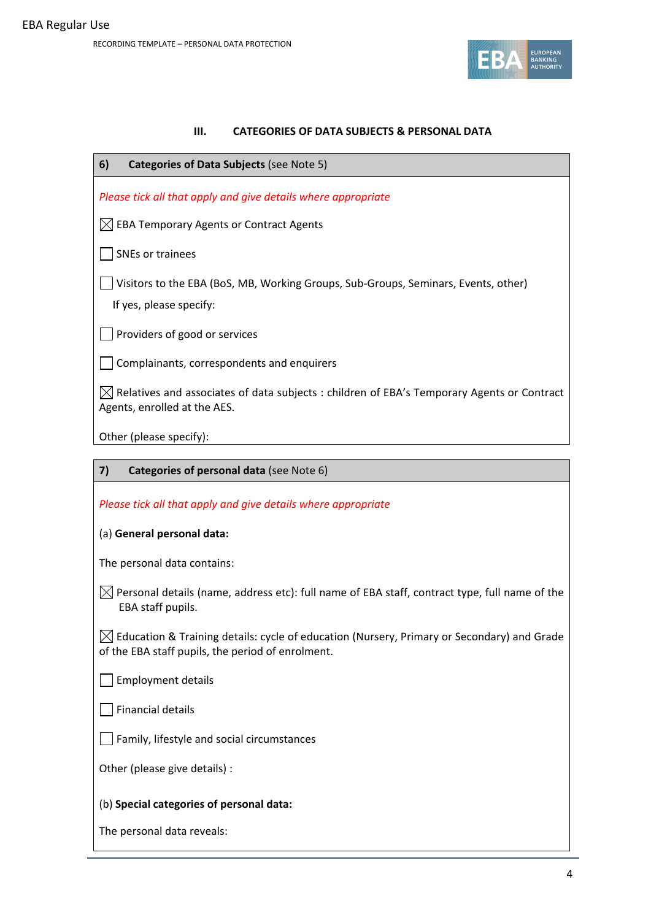## III. CATEGORIES OF DATA SUBJECTS & PERSONAL DATA

**6) Categories of Data Subjects** (see Note 5)

*Please tick all that apply and give details where appropriate*

☒ EBA Temporary Agents or Contract Agents

☐ SNEs or trainees

☐ Visitors to the EBA (BoS, MB, Working Groups, Sub-Groups, Seminars, Events, other)

If yes, please specify:

☐ Providers of good or services

☐ Complainants, correspondents and enquirers

☒ Relatives and associates of data subjects : children of EBA's Temporary Agents or Contract Agents, enrolled at the AES.

Other (please specify):

**7) Categories of personal data** (see Note 6)

*Please tick all that apply and give details where appropriate*

(a) **General personal data:**

The personal data contains:

☒ Personal details (name, address etc): full name of EBA staff, contract type, full name of the EBA staff pupils.

☒ Education & Training details: cycle of education (Nursery, Primary or Secondary) and Grade of the EBA staff pupils, the period of enrolment.

☐ Employment details

☐ Financial details

☐ Family, lifestyle and social circumstances

Other (please give details) :

(b) **Special categories of personal data:**

The personal data reveals: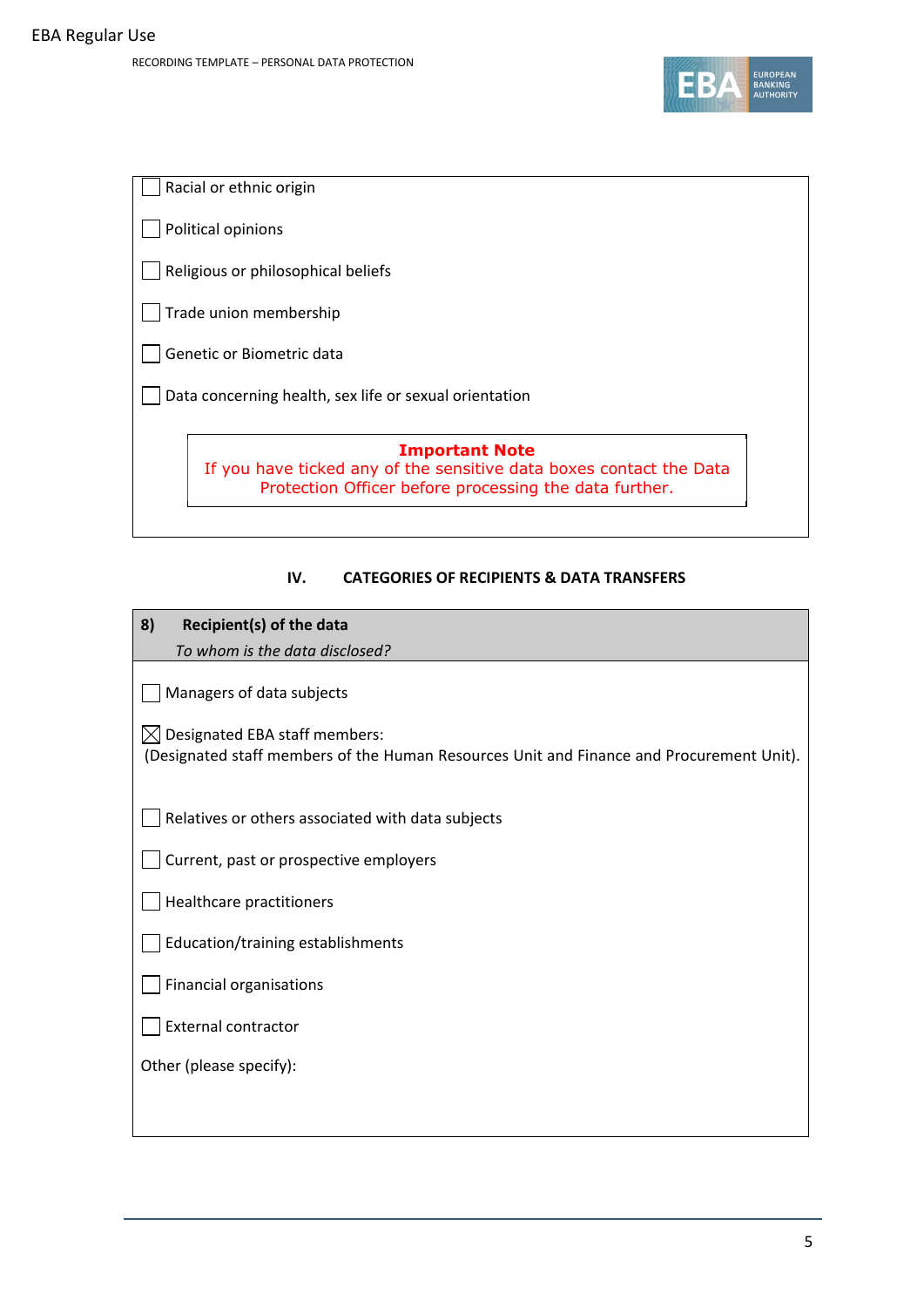- [ ] Racial or ethnic origin
- [ ] Political opinions
- [ ] Religious or philosophical beliefs
- [ ] Trade union membership
- [ ] Genetic or Biometric data
- [ ] Data concerning health, sex life or sexual orientation

> **Important Note**
> If you have ticked any of the sensitive data boxes contact the Data Protection Officer before processing the data further.

## IV. CATEGORIES OF RECIPIENTS & DATA TRANSFERS

**8) Recipient(s) of the data**

*To whom is the data disclosed?*

- [ ] Managers of data subjects
- [x] Designated EBA staff members:
  (Designated staff members of the Human Resources Unit and Finance and Procurement Unit).
- [ ] Relatives or others associated with data subjects
- [ ] Current, past or prospective employers
- [ ] Healthcare practitioners
- [ ] Education/training establishments
- [ ] Financial organisations
- [ ] External contractor

Other (please specify):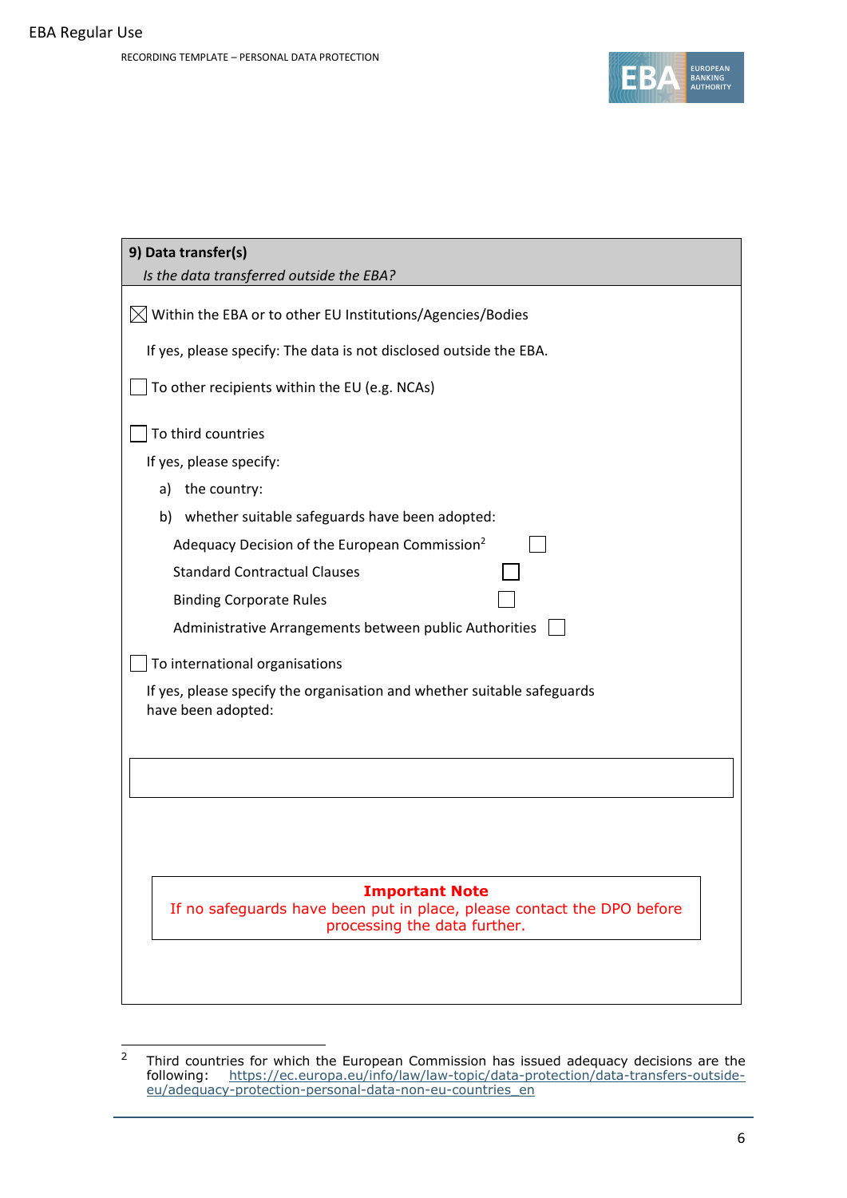## 9) Data transfer(s)

*Is the data transferred outside the EBA?*

☒ Within the EBA or to other EU Institutions/Agencies/Bodies

If yes, please specify: The data is not disclosed outside the EBA.

☐ To other recipients within the EU (e.g. NCAs)

☐ To third countries

If yes, please specify:

a) the country:

b) whether suitable safeguards have been adopted:

Adequacy Decision of the European Commission[2] ☐

Standard Contractual Clauses ☐

Binding Corporate Rules ☐

Administrative Arrangements between public Authorities ☐

☐ To international organisations

If yes, please specify the organisation and whether suitable safeguards have been adopted:

**Important Note**
If no safeguards have been put in place, please contact the DPO before processing the data further.

---

[2] Third countries for which the European Commission has issued adequacy decisions are the following: https://ec.europa.eu/info/law/law-topic/data-protection/data-transfers-outside-eu/adequacy-protection-personal-data-non-eu-countries_en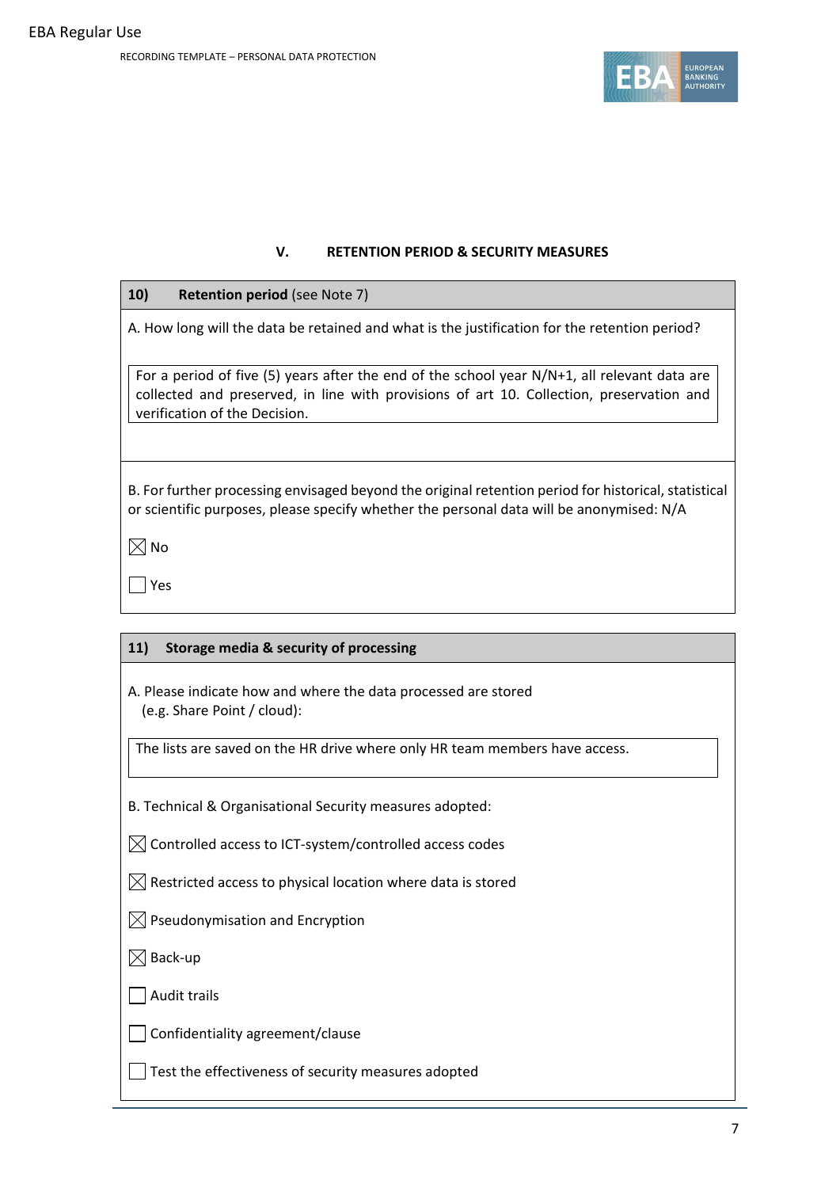## V. RETENTION PERIOD & SECURITY MEASURES

**10) Retention period** (see Note 7)

A. How long will the data be retained and what is the justification for the retention period?

For a period of five (5) years after the end of the school year N/N+1, all relevant data are collected and preserved, in line with provisions of art 10. Collection, preservation and verification of the Decision.

B. For further processing envisaged beyond the original retention period for historical, statistical or scientific purposes, please specify whether the personal data will be anonymised: N/A

☒ No

☐ Yes

**11) Storage media & security of processing**

A. Please indicate how and where the data processed are stored (e.g. Share Point / cloud):

The lists are saved on the HR drive where only HR team members have access.

B. Technical & Organisational Security measures adopted:

☒ Controlled access to ICT-system/controlled access codes

☒ Restricted access to physical location where data is stored

☒ Pseudonymisation and Encryption

☒ Back-up

☐ Audit trails

☐ Confidentiality agreement/clause

☐ Test the effectiveness of security measures adopted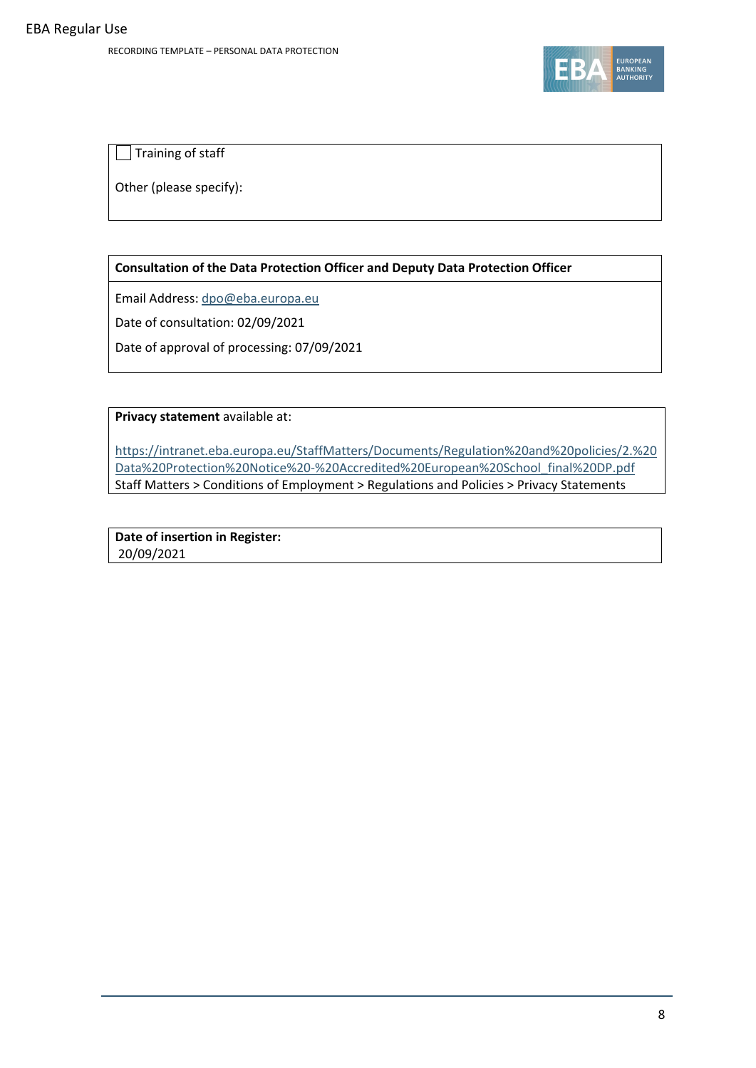☐ Training of staff

Other (please specify):

**Consultation of the Data Protection Officer and Deputy Data Protection Officer**

Email Address: dpo@eba.europa.eu

Date of consultation: 02/09/2021

Date of approval of processing: 07/09/2021

**Privacy statement** available at:

https://intranet.eba.europa.eu/StaffMatters/Documents/Regulation%20and%20policies/2.%20Data%20Protection%20Notice%20-%20Accredited%20European%20School_final%20DP.pdf
Staff Matters > Conditions of Employment > Regulations and Policies > Privacy Statements

**Date of insertion in Register:**
20/09/2021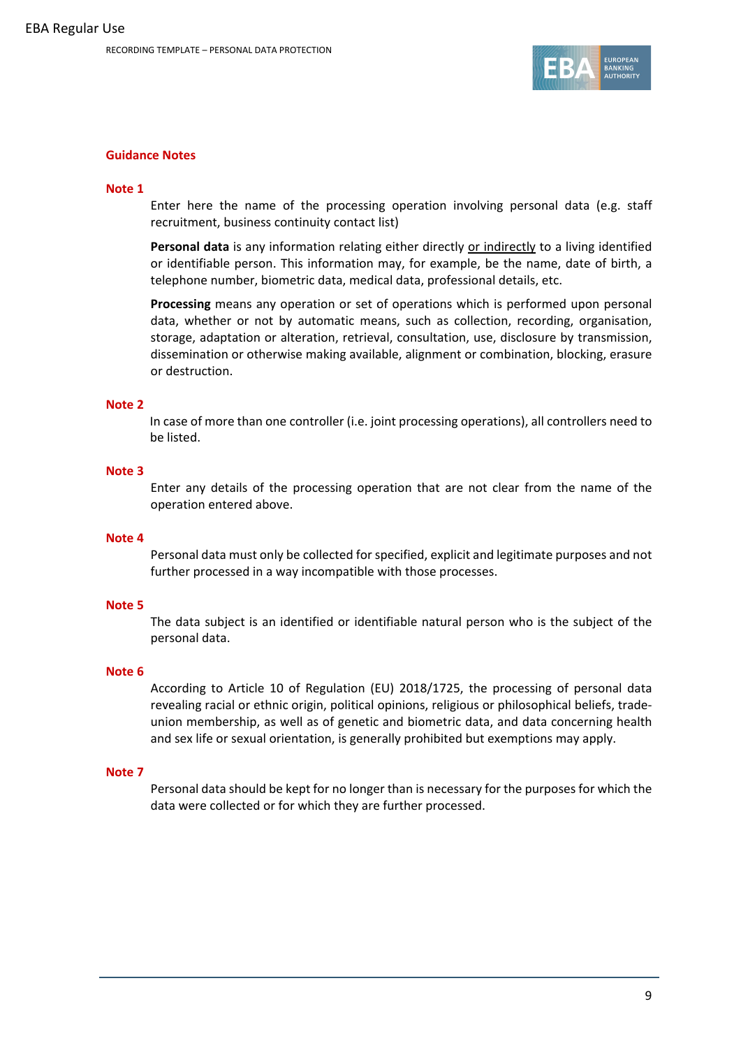## Guidance Notes

### Note 1

Enter here the name of the processing operation involving personal data (e.g. staff recruitment, business continuity contact list)

**Personal data** is any information relating either directly or indirectly to a living identified or identifiable person. This information may, for example, be the name, date of birth, a telephone number, biometric data, medical data, professional details, etc.

**Processing** means any operation or set of operations which is performed upon personal data, whether or not by automatic means, such as collection, recording, organisation, storage, adaptation or alteration, retrieval, consultation, use, disclosure by transmission, dissemination or otherwise making available, alignment or combination, blocking, erasure or destruction.

### Note 2

In case of more than one controller (i.e. joint processing operations), all controllers need to be listed.

### Note 3

Enter any details of the processing operation that are not clear from the name of the operation entered above.

### Note 4

Personal data must only be collected for specified, explicit and legitimate purposes and not further processed in a way incompatible with those processes.

### Note 5

The data subject is an identified or identifiable natural person who is the subject of the personal data.

### Note 6

According to Article 10 of Regulation (EU) 2018/1725, the processing of personal data revealing racial or ethnic origin, political opinions, religious or philosophical beliefs, trade-union membership, as well as of genetic and biometric data, and data concerning health and sex life or sexual orientation, is generally prohibited but exemptions may apply.

### Note 7

Personal data should be kept for no longer than is necessary for the purposes for which the data were collected or for which they are further processed.